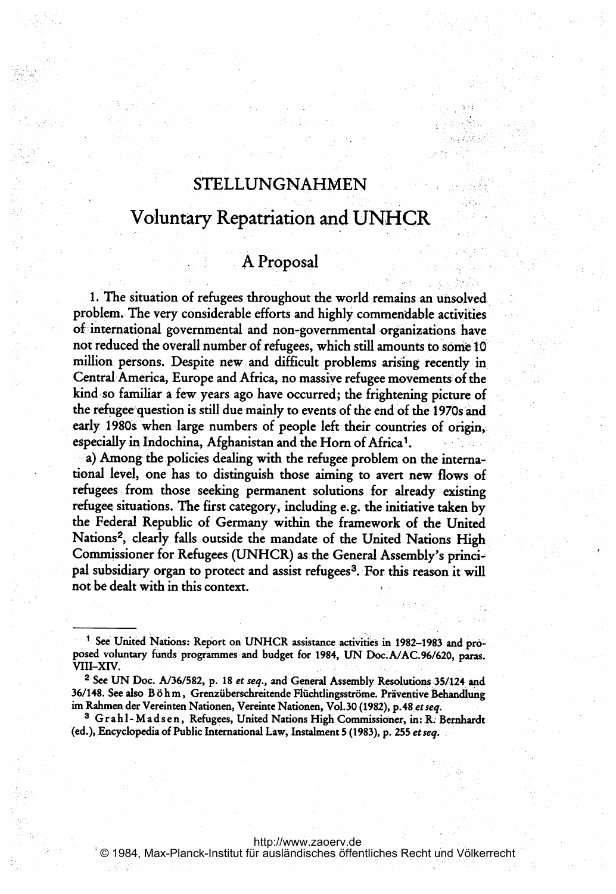# STELLUNGNAHMEN

## Voluntary Repatriation and UNHCR

### A Proposal

1. The situation of refugees throughout the world remains an unsolved problem. The very considerable efforts and highly commendable activities of international governmental and non-governmental organizations have not reduced the overall number of refugees, which still amounts to some 10 million persons. Despite new and difficult problems arising recently in Central America, Europe and Africa, no massive refugee movements of the kind so familiar a few years ago have occurred; the frightening picture of the refugee question is still due mainly to events of the end of the 1970s and early 1980s when large numbers of people left their countries of origin, especially in Indochina, Afghanistan and the Horn of Africa[1].

a) Among the policies dealing with the refugee problem on the international level, one has to distinguish those aiming to avert new flows of refugees from those seeking permanent solutions for already existing refugee situations. The first category, including e.g. the initiative taken by the Federal Republic of Germany within the framework of the United Nations[2], clearly falls outside the mandate of the United Nations High Commissioner for Refugees (UNHCR) as the General Assembly's principal subsidiary organ to protect and assist refugees[3]. For this reason it will not be dealt with in this context.

---

[1] See United Nations: Report on UNHCR assistance activities in 1982–1983 and proposed voluntary funds programmes and budget for 1984, UN Doc.A/AC.96/620, paras. VIII–XIV.

[2] See UN Doc. A/36/582, p. 18 *et seq.*, and General Assembly Resolutions 35/124 and 36/148. See also Böhm, Grenzüberschreitende Flüchtlingsströme. Präventive Behandlung im Rahmen der Vereinten Nationen, Vereinte Nationen, Vol.30 (1982), p.48 *et seq.*

[3] Grahl-Madsen, Refugees, United Nations High Commissioner, in: R. Bernhardt (ed.), Encyclopedia of Public International Law, Instalment 5 (1983), p. 255 *et seq.*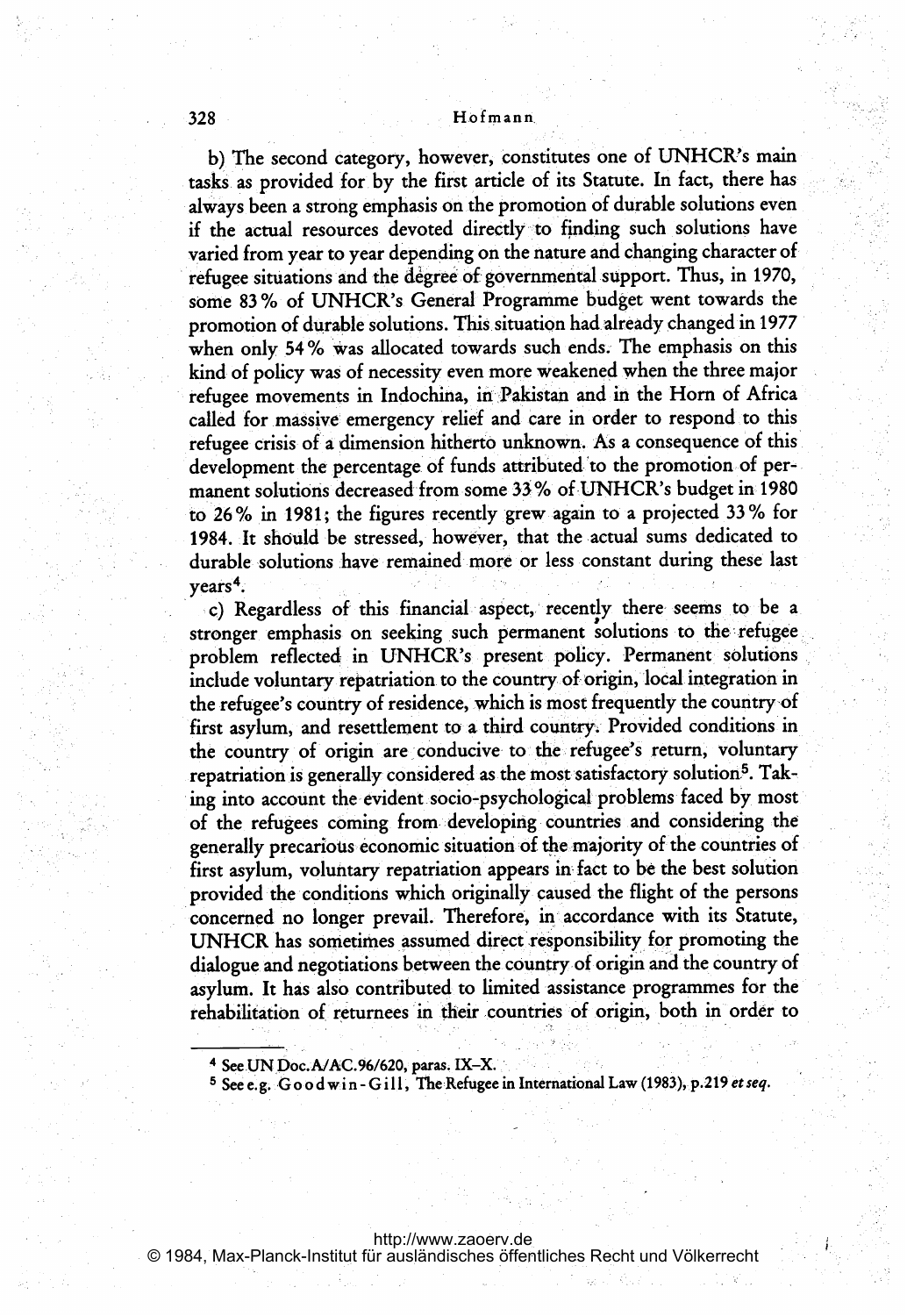b) The second category, however, constitutes one of UNHCR's main tasks as provided for by the first article of its Statute. In fact, there has always been a strong emphasis on the promotion of durable solutions even if the actual resources devoted directly to finding such solutions have varied from year to year depending on the nature and changing character of refugee situations and the degree of governmental support. Thus, in 1970, some 83% of UNHCR's General Programme budget went towards the promotion of durable solutions. This situation had already changed in 1977 when only 54% was allocated towards such ends. The emphasis on this kind of policy was of necessity even more weakened when the three major refugee movements in Indochina, in Pakistan and in the Horn of Africa called for massive emergency relief and care in order to respond to this refugee crisis of a dimension hitherto unknown. As a consequence of this development the percentage of funds attributed to the promotion of permanent solutions decreased from some 33% of UNHCR's budget in 1980 to 26% in 1981; the figures recently grew again to a projected 33% for 1984. It should be stressed, however, that the actual sums dedicated to durable solutions have remained more or less constant during these last years[4].

c) Regardless of this financial aspect, recently there seems to be a stronger emphasis on seeking such permanent solutions to the refugee problem reflected in UNHCR's present policy. Permanent solutions include voluntary repatriation to the country of origin, local integration in the refugee's country of residence, which is most frequently the country of first asylum, and resettlement to a third country. Provided conditions in the country of origin are conducive to the refugee's return, voluntary repatriation is generally considered as the most satisfactory solution[5]. Taking into account the evident socio-psychological problems faced by most of the refugees coming from developing countries and considering the generally precarious economic situation of the majority of the countries of first asylum, voluntary repatriation appears in fact to be the best solution provided the conditions which originally caused the flight of the persons concerned no longer prevail. Therefore, in accordance with its Statute, UNHCR has sometimes assumed direct responsibility for promoting the dialogue and negotiations between the country of origin and the country of asylum. It has also contributed to limited assistance programmes for the rehabilitation of returnees in their countries of origin, both in order to

---

[4] See UN Doc. A/AC.96/620, paras. IX–X.

[5] See e.g. Goodwin-Gill, The Refugee in International Law (1983), p. 219 *et seq.*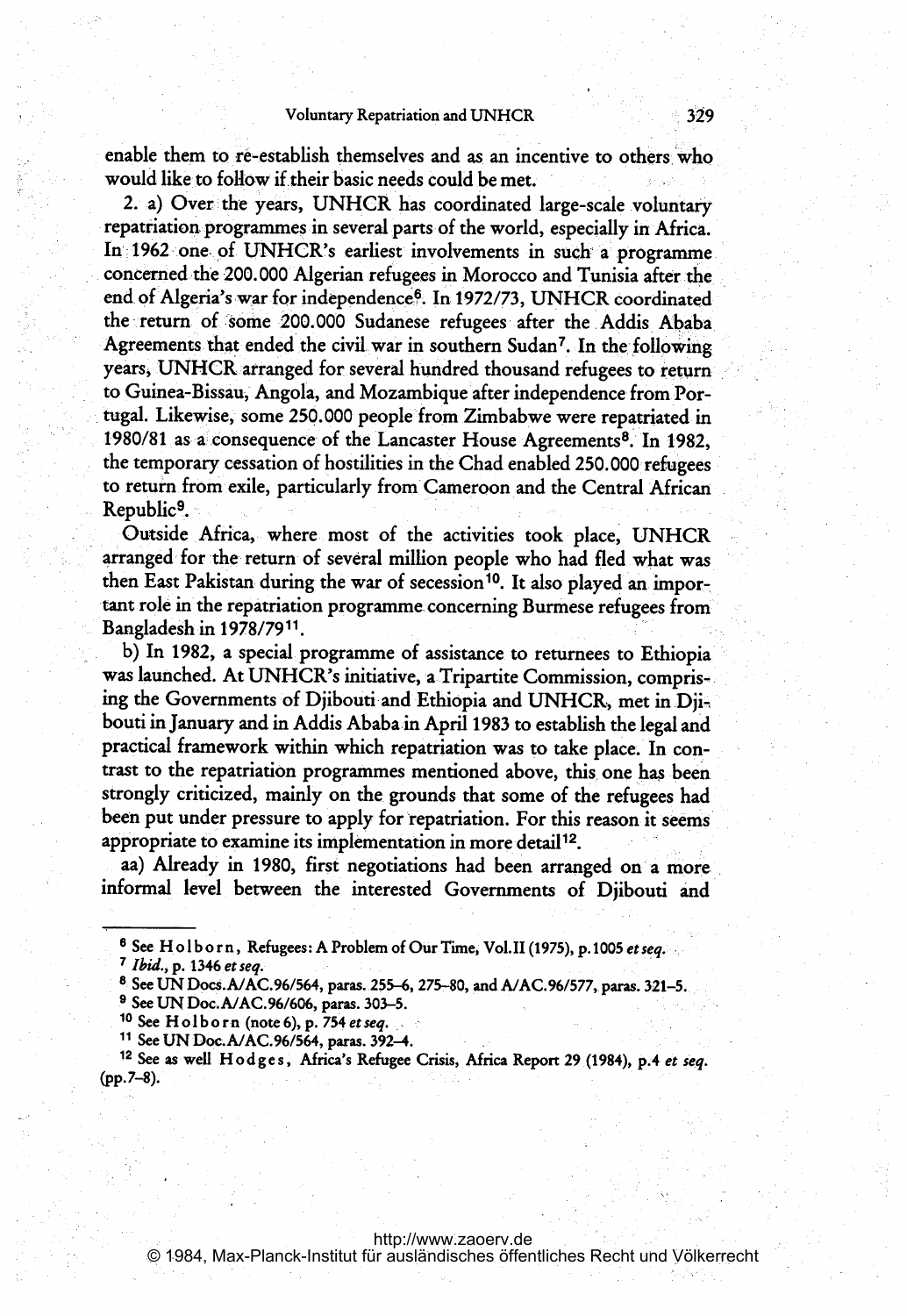enable them to re-establish themselves and as an incentive to others who would like to follow if their basic needs could be met.

2. a) Over the years, UNHCR has coordinated large-scale voluntary repatriation programmes in several parts of the world, especially in Africa. In 1962 one of UNHCR's earliest involvements in such a programme concerned the 200.000 Algerian refugees in Morocco and Tunisia after the end of Algeria's war for independence[6]. In 1972/73, UNHCR coordinated the return of some 200.000 Sudanese refugees after the Addis Ababa Agreements that ended the civil war in southern Sudan[7]. In the following years, UNHCR arranged for several hundred thousand refugees to return to Guinea-Bissau, Angola, and Mozambique after independence from Portugal. Likewise, some 250.000 people from Zimbabwe were repatriated in 1980/81 as a consequence of the Lancaster House Agreements[8]. In 1982, the temporary cessation of hostilities in the Chad enabled 250.000 refugees to return from exile, particularly from Cameroon and the Central African Republic[9].

Outside Africa, where most of the activities took place, UNHCR arranged for the return of several million people who had fled what was then East Pakistan during the war of secession[10]. It also played an important role in the repatriation programme concerning Burmese refugees from Bangladesh in 1978/79[11].

b) In 1982, a special programme of assistance to returnees to Ethiopia was launched. At UNHCR's initiative, a Tripartite Commission, comprising the Governments of Djibouti and Ethiopia and UNHCR, met in Djibouti in January and in Addis Ababa in April 1983 to establish the legal and practical framework within which repatriation was to take place. In contrast to the repatriation programmes mentioned above, this one has been strongly criticized, mainly on the grounds that some of the refugees had been put under pressure to apply for repatriation. For this reason it seems appropriate to examine its implementation in more detail[12].

aa) Already in 1980, first negotiations had been arranged on a more informal level between the interested Governments of Djibouti and

---

[6] See Holborn, Refugees: A Problem of Our Time, Vol. II (1975), p. 1005 *et seq.*

[7] *Ibid.*, p. 1346 *et seq.*

[8] See UN Docs. A/AC.96/564, paras. 255–6, 275–80, and A/AC.96/577, paras. 321–5.

[9] See UN Doc. A/AC.96/606, paras. 303–5.

[10] See Holborn (note 6), p. 754 *et seq.*

[11] See UN Doc. A/AC.96/564, paras. 392–4.

[12] See as well Hodges, Africa's Refugee Crisis, Africa Report 29 (1984), p. 4 *et seq.* (pp. 7–8).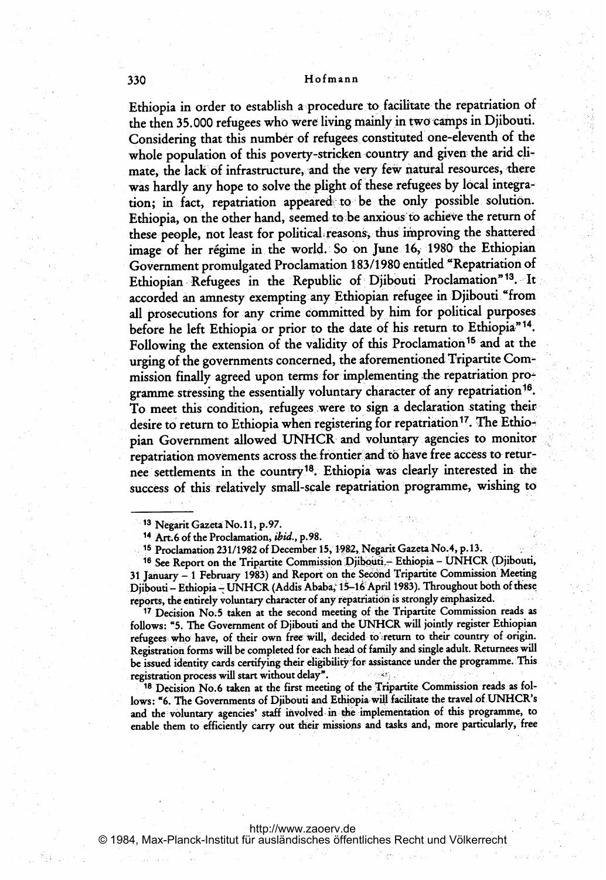Ethiopia in order to establish a procedure to facilitate the repatriation of the then 35.000 refugees who were living mainly in two camps in Djibouti. Considering that this number of refugees constituted one-eleventh of the whole population of this poverty-stricken country and given the arid climate, the lack of infrastructure, and the very few natural resources, there was hardly any hope to solve the plight of these refugees by local integration; in fact, repatriation appeared to be the only possible solution. Ethiopia, on the other hand, seemed to be anxious to achieve the return of these people, not least for political reasons, thus improving the shattered image of her régime in the world. So on June 16, 1980 the Ethiopian Government promulgated Proclamation 183/1980 entitled "Repatriation of Ethiopian Refugees in the Republic of Djibouti Proclamation"[13]. It accorded an amnesty exempting any Ethiopian refugee in Djibouti "from all prosecutions for any crime committed by him for political purposes before he left Ethiopia or prior to the date of his return to Ethiopia"[14]. Following the extension of the validity of this Proclamation[15] and at the urging of the governments concerned, the aforementioned Tripartite Commission finally agreed upon terms for implementing the repatriation programme stressing the essentially voluntary character of any repatriation[16]. To meet this condition, refugees were to sign a declaration stating their desire to return to Ethiopia when registering for repatriation[17]. The Ethiopian Government allowed UNHCR and voluntary agencies to monitor repatriation movements across the frontier and to have free access to returnee settlements in the country[18]. Ethiopia was clearly interested in the success of this relatively small-scale repatriation programme, wishing to

---

[13] Negarit Gazeta No. 11, p. 97.

[14] Art. 6 of the Proclamation, *ibid.*, p. 98.

[15] Proclamation 231/1982 of December 15, 1982, Negarit Gazeta No. 4, p. 13.

[16] See Report on the Tripartite Commission Djibouti – Ethiopia – UNHCR (Djibouti, 31 January – 1 February 1983) and Report on the Second Tripartite Commission Meeting Djibouti – Ethiopia – UNHCR (Addis Ababa, 15–16 April 1983). Throughout both of these reports, the entirely voluntary character of any repatriation is strongly emphasized.

[17] Decision No. 5 taken at the second meeting of the Tripartite Commission reads as follows: "5. The Government of Djibouti and the UNHCR will jointly register Ethiopian refugees who have, of their own free will, decided to return to their country of origin. Registration forms will be completed for each head of family and single adult. Returnees will be issued identity cards certifying their eligibility for assistance under the programme. This registration process will start without delay".

[18] Decision No. 6 taken at the first meeting of the Tripartite Commission reads as follows: "6. The Governments of Djibouti and Ethiopia will facilitate the travel of UNHCR's and the voluntary agencies' staff involved in the implementation of this programme, to enable them to efficiently carry out their missions and tasks and, more particularly, free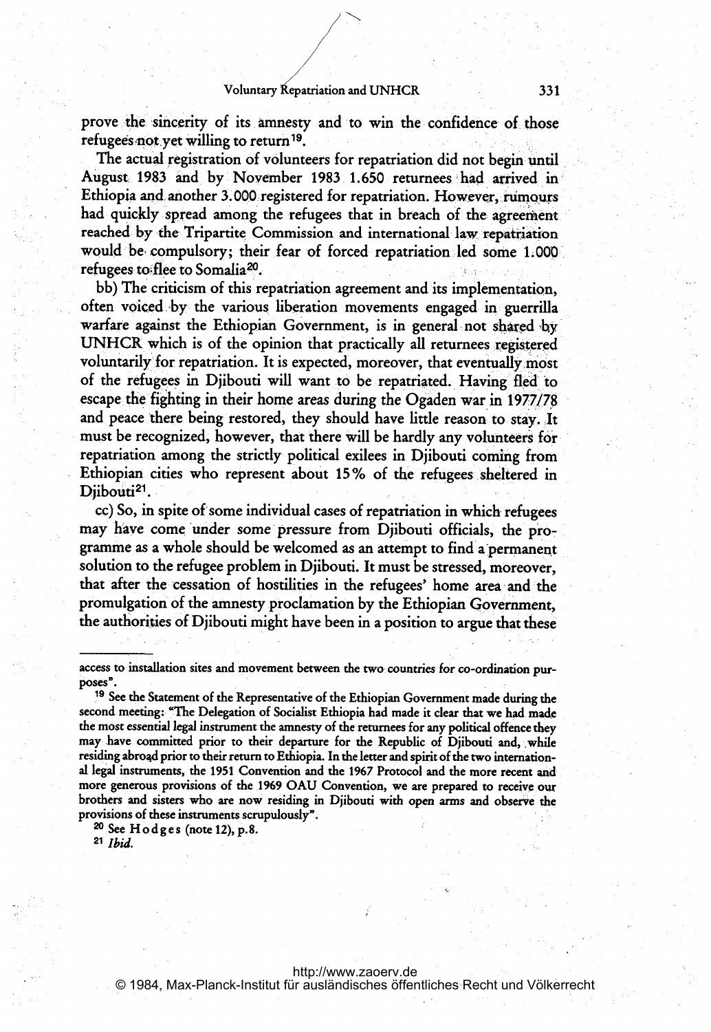prove the sincerity of its amnesty and to win the confidence of those refugees not yet willing to return[19].

The actual registration of volunteers for repatriation did not begin until August 1983 and by November 1983 1.650 returnees had arrived in Ethiopia and another 3.000 registered for repatriation. However, rumours had quickly spread among the refugees that in breach of the agreement reached by the Tripartite Commission and international law repatriation would be compulsory; their fear of forced repatriation led some 1.000 refugees to flee to Somalia[20].

bb) The criticism of this repatriation agreement and its implementation, often voiced by the various liberation movements engaged in guerrilla warfare against the Ethiopian Government, is in general not shared by UNHCR which is of the opinion that practically all returnees registered voluntarily for repatriation. It is expected, moreover, that eventually most of the refugees in Djibouti will want to be repatriated. Having fled to escape the fighting in their home areas during the Ogaden war in 1977/78 and peace there being restored, they should have little reason to stay. It must be recognized, however, that there will be hardly any volunteers for repatriation among the strictly political exilees in Djibouti coming from Ethiopian cities who represent about 15% of the refugees sheltered in Djibouti[21].

cc) So, in spite of some individual cases of repatriation in which refugees may have come under some pressure from Djibouti officials, the programme as a whole should be welcomed as an attempt to find a permanent solution to the refugee problem in Djibouti. It must be stressed, moreover, that after the cessation of hostilities in the refugees' home area and the promulgation of the amnesty proclamation by the Ethiopian Government, the authorities of Djibouti might have been in a position to argue that these

---

access to installation sites and movement between the two countries for co-ordination purposes".

[19] See the Statement of the Representative of the Ethiopian Government made during the second meeting: "The Delegation of Socialist Ethiopia had made it clear that we had made the most essential legal instrument the amnesty of the returnees for any political offence they may have committed prior to their departure for the Republic of Djibouti and, while residing abroad prior to their return to Ethiopia. In the letter and spirit of the two international legal instruments, the 1951 Convention and the 1967 Protocol and the more recent and more generous provisions of the 1969 OAU Convention, we are prepared to receive our brothers and sisters who are now residing in Djibouti with open arms and observe the provisions of these instruments scrupulously".

[20] See Hodges (note 12), p.8.

[21] *Ibid.*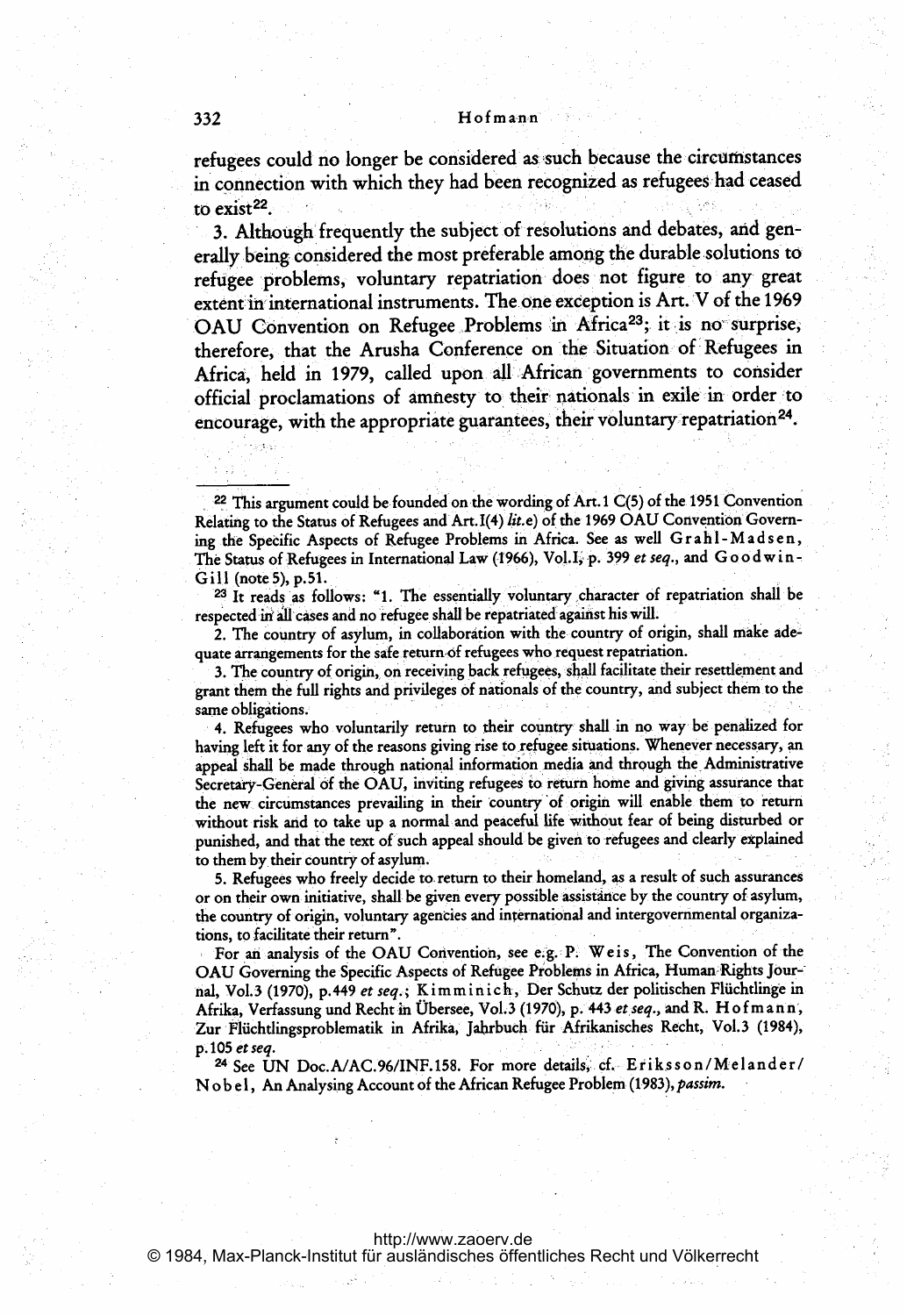refugees could no longer be considered as such because the circumstances in connection with which they had been recognized as refugees had ceased to exist[22].

3. Although frequently the subject of resolutions and debates, and generally being considered the most preferable among the durable solutions to refugee problems, voluntary repatriation does not figure to any great extent in international instruments. The one exception is Art. V of the 1969 OAU Convention on Refugee Problems in Africa[23]; it is no surprise, therefore, that the Arusha Conference on the Situation of Refugees in Africa, held in 1979, called upon all African governments to consider official proclamations of amnesty to their nationals in exile in order to encourage, with the appropriate guarantees, their voluntary repatriation[24].

---

[22] This argument could be founded on the wording of Art. 1 C(5) of the 1951 Convention Relating to the Status of Refugees and Art. I(4) *lit.* e) of the 1969 OAU Convention Governing the Specific Aspects of Refugee Problems in Africa. See as well Grahl-Madsen, The Status of Refugees in International Law (1966), Vol. I, p. 399 *et seq.*, and Goodwin-Gill (note 5), p. 51.

[23] It reads as follows: "1. The essentially voluntary character of repatriation shall be respected in all cases and no refugee shall be repatriated against his will.

2. The country of asylum, in collaboration with the country of origin, shall make adequate arrangements for the safe return of refugees who request repatriation.

3. The country of origin, on receiving back refugees, shall facilitate their resettlement and grant them the full rights and privileges of nationals of the country, and subject them to the same obligations.

4. Refugees who voluntarily return to their country shall in no way be penalized for having left it for any of the reasons giving rise to refugee situations. Whenever necessary, an appeal shall be made through national information media and through the Administrative Secretary-General of the OAU, inviting refugees to return home and giving assurance that the new circumstances prevailing in their country of origin will enable them to return without risk and to take up a normal and peaceful life without fear of being disturbed or punished, and that the text of such appeal should be given to refugees and clearly explained to them by their country of asylum.

5. Refugees who freely decide to return to their homeland, as a result of such assurances or on their own initiative, shall be given every possible assistance by the country of asylum, the country of origin, voluntary agencies and international and intergovernmental organizations, to facilitate their return".

For an analysis of the OAU Convention, see e.g. P. Weis, The Convention of the OAU Governing the Specific Aspects of Refugee Problems in Africa, Human Rights Journal, Vol. 3 (1970), p. 449 *et seq.*; Kimminich, Der Schutz der politischen Flüchtlinge in Afrika, Verfassung und Recht in Übersee, Vol. 3 (1970), p. 443 *et seq.*, and R. Hofmann, Zur Flüchtlingsproblematik in Afrika, Jahrbuch für Afrikanisches Recht, Vol. 3 (1984), p. 105 *et seq.*

[24] See UN Doc. A/AC.96/INF.158. For more details, cf. Eriksson/Melander/Nobel, An Analysing Account of the African Refugee Problem (1983), *passim*.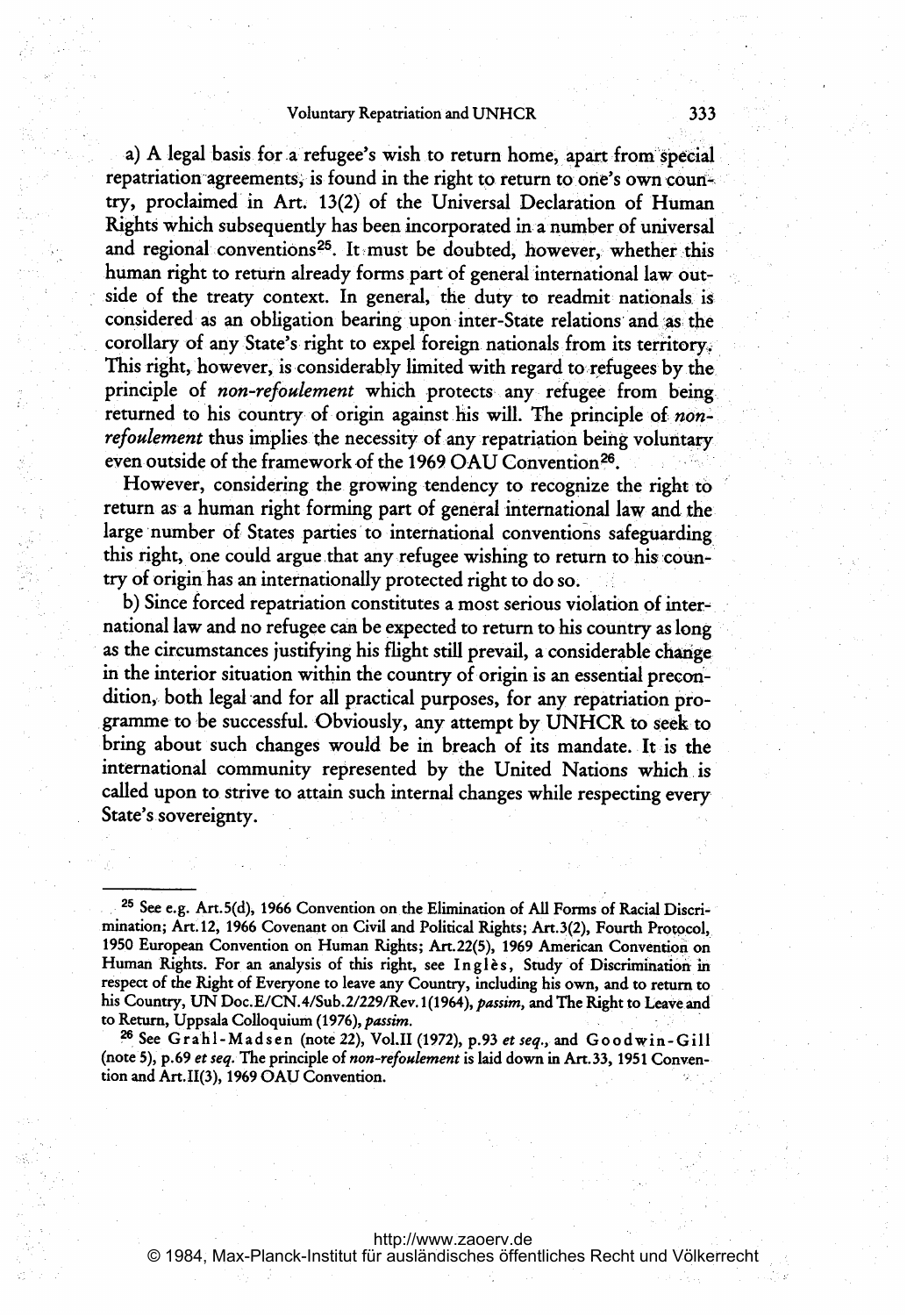a) A legal basis for a refugee's wish to return home, apart from special repatriation agreements, is found in the right to return to one's own country, proclaimed in Art. 13(2) of the Universal Declaration of Human Rights which subsequently has been incorporated in a number of universal and regional conventions[25]. It must be doubted, however, whether this human right to return already forms part of general international law outside of the treaty context. In general, the duty to readmit nationals is considered as an obligation bearing upon inter-State relations and as the corollary of any State's right to expel foreign nationals from its territory. This right, however, is considerably limited with regard to refugees by the principle of *non-refoulement* which protects any refugee from being returned to his country of origin against his will. The principle of *non-refoulement* thus implies the necessity of any repatriation being voluntary even outside of the framework of the 1969 OAU Convention[26].

However, considering the growing tendency to recognize the right to return as a human right forming part of general international law and the large number of States parties to international conventions safeguarding this right, one could argue that any refugee wishing to return to his country of origin has an internationally protected right to do so.

b) Since forced repatriation constitutes a most serious violation of international law and no refugee can be expected to return to his country as long as the circumstances justifying his flight still prevail, a considerable change in the interior situation within the country of origin is an essential precondition, both legal and for all practical purposes, for any repatriation programme to be successful. Obviously, any attempt by UNHCR to seek to bring about such changes would be in breach of its mandate. It is the international community represented by the United Nations which is called upon to strive to attain such internal changes while respecting every State's sovereignty.

---

[25] See e.g. Art.5(d), 1966 Convention on the Elimination of All Forms of Racial Discrimination; Art.12, 1966 Covenant on Civil and Political Rights; Art.3(2), Fourth Protocol, 1950 European Convention on Human Rights; Art.22(5), 1969 American Convention on Human Rights. For an analysis of this right, see Inglès, Study of Discrimination in respect of the Right of Everyone to leave any Country, including his own, and to return to his Country, UN Doc.E/CN.4/Sub.2/229/Rev.1(1964), *passim*, and The Right to Leave and to Return, Uppsala Colloquium (1976), *passim*.

[26] See Grahl-Madsen (note 22), Vol.II (1972), p.93 *et seq.*, and Goodwin-Gill (note 5), p.69 *et seq.* The principle of *non-refoulement* is laid down in Art.33, 1951 Convention and Art.II(3), 1969 OAU Convention.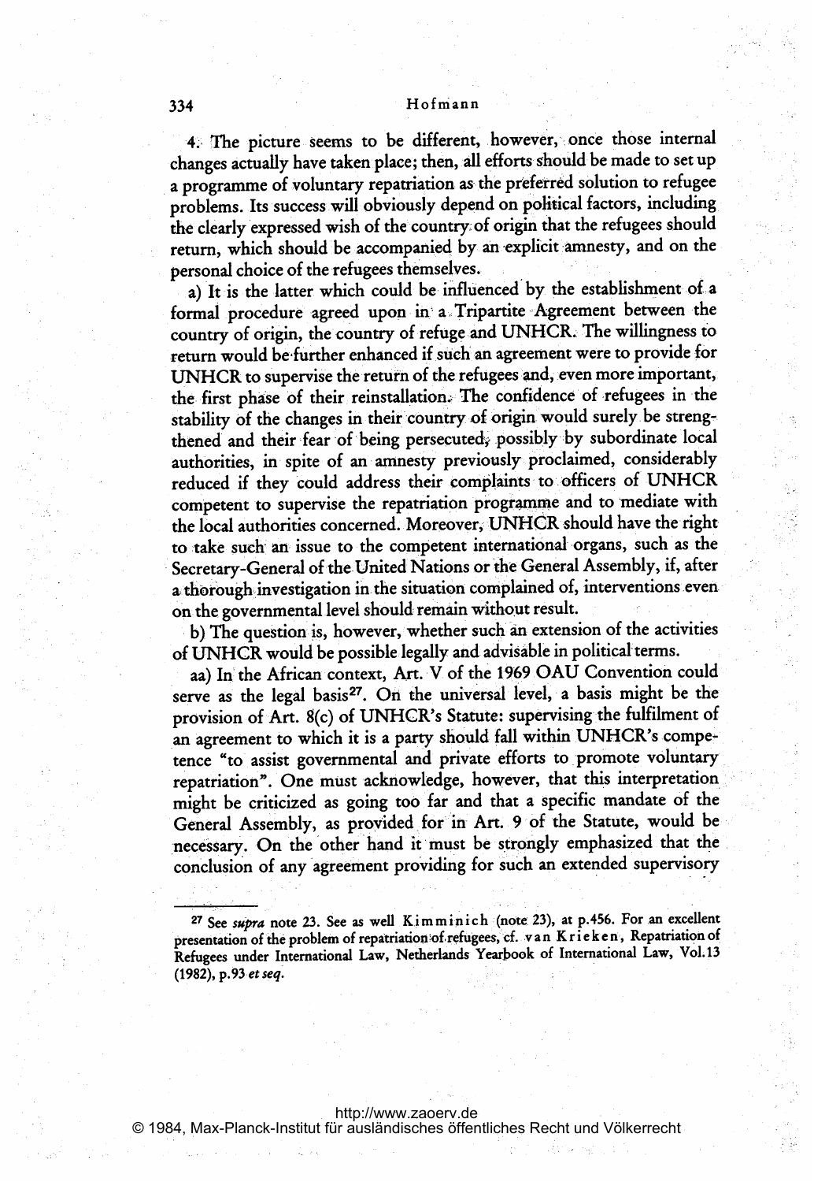4. The picture seems to be different, however, once those internal changes actually have taken place; then, all efforts should be made to set up a programme of voluntary repatriation as the preferred solution to refugee problems. Its success will obviously depend on political factors, including the clearly expressed wish of the country of origin that the refugees should return, which should be accompanied by an explicit amnesty, and on the personal choice of the refugees themselves.

a) It is the latter which could be influenced by the establishment of a formal procedure agreed upon in a Tripartite Agreement between the country of origin, the country of refuge and UNHCR. The willingness to return would be further enhanced if such an agreement were to provide for UNHCR to supervise the return of the refugees and, even more important, the first phase of their reinstallation. The confidence of refugees in the stability of the changes in their country of origin would surely be strengthened and their fear of being persecuted, possibly by subordinate local authorities, in spite of an amnesty previously proclaimed, considerably reduced if they could address their complaints to officers of UNHCR competent to supervise the repatriation programme and to mediate with the local authorities concerned. Moreover, UNHCR should have the right to take such an issue to the competent international organs, such as the Secretary-General of the United Nations or the General Assembly, if, after a thorough investigation in the situation complained of, interventions even on the governmental level should remain without result.

b) The question is, however, whether such an extension of the activities of UNHCR would be possible legally and advisable in political terms.

aa) In the African context, Art. V of the 1969 OAU Convention could serve as the legal basis[27]. On the universal level, a basis might be the provision of Art. 8(c) of UNHCR's Statute: supervising the fulfilment of an agreement to which it is a party should fall within UNHCR's competence "to assist governmental and private efforts to promote voluntary repatriation". One must acknowledge, however, that this interpretation might be criticized as going too far and that a specific mandate of the General Assembly, as provided for in Art. 9 of the Statute, would be necessary. On the other hand it must be strongly emphasized that the conclusion of any agreement providing for such an extended supervisory

---

[27] See *supra* note 23. See as well Kimminich (note 23), at p.456. For an excellent presentation of the problem of repatriation of refugees, cf. van Krieken, Repatriation of Refugees under International Law, Netherlands Yearbook of International Law, Vol.13 (1982), p.93 *et seq.*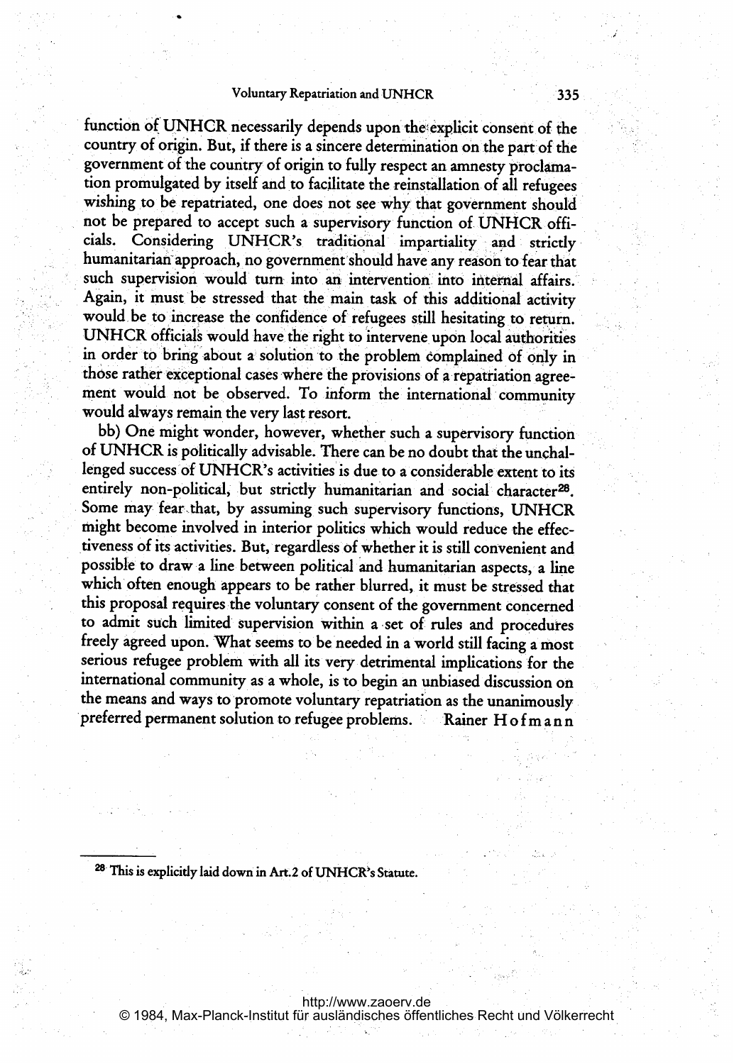function of UNHCR necessarily depends upon the explicit consent of the country of origin. But, if there is a sincere determination on the part of the government of the country of origin to fully respect an amnesty proclamation promulgated by itself and to facilitate the reinstallation of all refugees wishing to be repatriated, one does not see why that government should not be prepared to accept such a supervisory function of UNHCR officials. Considering UNHCR's traditional impartiality and strictly humanitarian approach, no government should have any reason to fear that such supervision would turn into an intervention into internal affairs. Again, it must be stressed that the main task of this additional activity would be to increase the confidence of refugees still hesitating to return. UNHCR officials would have the right to intervene upon local authorities in order to bring about a solution to the problem complained of only in those rather exceptional cases where the provisions of a repatriation agreement would not be observed. To inform the international community would always remain the very last resort.

bb) One might wonder, however, whether such a supervisory function of UNHCR is politically advisable. There can be no doubt that the unchallenged success of UNHCR's activities is due to a considerable extent to its entirely non-political, but strictly humanitarian and social character[28]. Some may fear that, by assuming such supervisory functions, UNHCR might become involved in interior politics which would reduce the effectiveness of its activities. But, regardless of whether it is still convenient and possible to draw a line between political and humanitarian aspects, a line which often enough appears to be rather blurred, it must be stressed that this proposal requires the voluntary consent of the government concerned to admit such limited supervision within a set of rules and procedures freely agreed upon. What seems to be needed in a world still facing a most serious refugee problem with all its very detrimental implications for the international community as a whole, is to begin an unbiased discussion on the means and ways to promote voluntary repatriation as the unanimously preferred permanent solution to refugee problems. Rainer Hofmann

[28] This is explicitly laid down in Art. 2 of UNHCR's Statute.